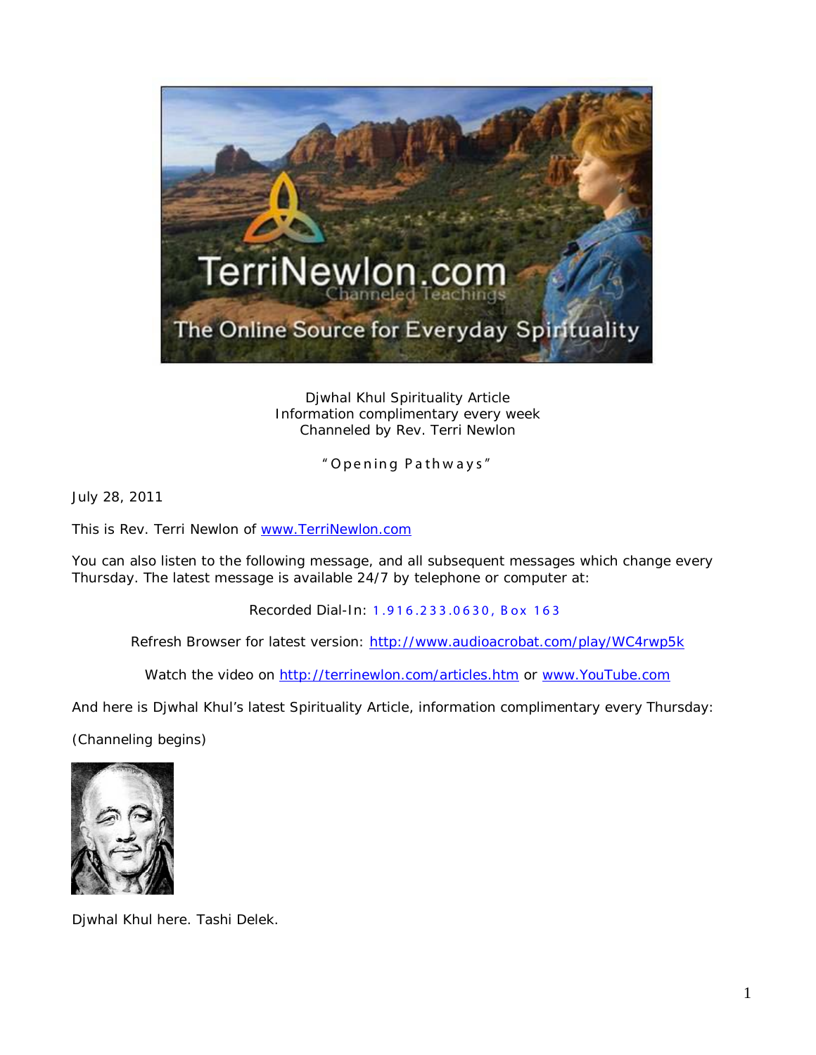Djwhal Khul Spirituality Article
Information complimentary every week
Channeled by Rev. Terri Newlon

"Opening Pathways"

July 28, 2011

This is Rev. Terri Newlon of www.TerriNewlon.com

You can also listen to the following message, and all subsequent messages which change every Thursday. The latest message is available 24/7 by telephone or computer at:

Recorded Dial-In: 1.916.233.0630, Box 163

Refresh Browser for latest version: http://www.audioacrobat.com/play/WC4rwp5k

Watch the video on http://terrinewlon.com/articles.htm or www.YouTube.com

And here is Djwhal Khul's latest Spirituality Article, information complimentary every Thursday:

(Channeling begins)

Djwhal Khul here. Tashi Delek.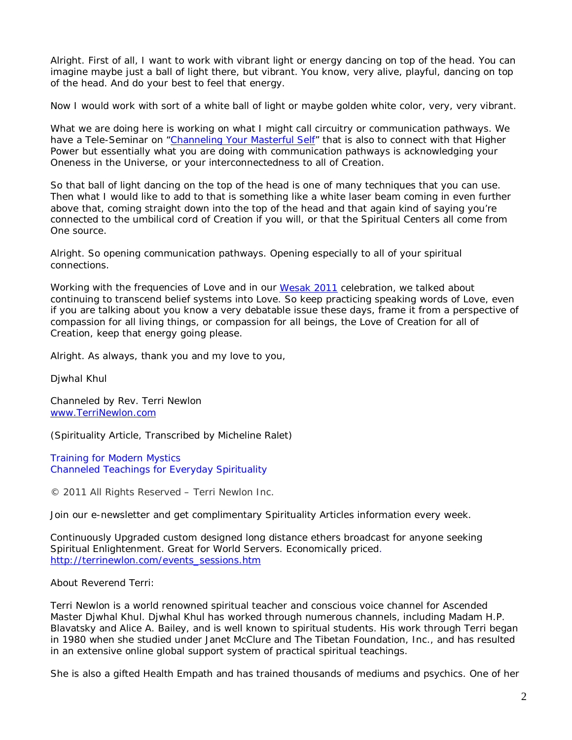Alright. First of all, I want to work with vibrant light or energy dancing on top of the head. You can imagine maybe just a ball of light there, but vibrant. You know, very alive, playful, dancing on top of the head. And do your best to feel that energy.

Now I would work with sort of a white ball of light or maybe golden white color, very, very vibrant.

What we are doing here is working on what I might call circuitry or communication pathways. We have a Tele-Seminar on "Channeling Your Masterful Self" that is also to connect with that Higher Power but essentially what you are doing with communication pathways is acknowledging your Oneness in the Universe, or your interconnectedness to all of Creation.

So that ball of light dancing on the top of the head is one of many techniques that you can use. Then what I would like to add to that is something like a white laser beam coming in even further above that, coming straight down into the top of the head and that again kind of saying you're connected to the umbilical cord of Creation if you will, or that the Spiritual Centers all come from One source.

Alright. So opening communication pathways. Opening especially to all of your spiritual connections.

Working with the frequencies of Love and in our Wesak 2011 celebration, we talked about continuing to transcend belief systems into Love. So keep practicing speaking words of Love, even if you are talking about you know a very debatable issue these days, frame it from a perspective of compassion for all living things, or compassion for all beings, the Love of Creation for all of Creation, keep that energy going please.

Alright. As always, thank you and my love to you,

Djwhal Khul

Channeled by Rev. Terri Newlon
www.TerriNewlon.com

(Spirituality Article, Transcribed by Micheline Ralet)

Training for Modern Mystics
Channeled Teachings for Everyday Spirituality

© 2011 All Rights Reserved – Terri Newlon Inc.

Join our e-newsletter and get complimentary Spirituality Articles information every week.

Continuously Upgraded custom designed long distance ethers broadcast for anyone seeking Spiritual Enlightenment. Great for World Servers. Economically priced.
http://terrinewlon.com/events_sessions.htm

About Reverend Terri:

Terri Newlon is a world renowned spiritual teacher and conscious voice channel for Ascended Master Djwhal Khul. Djwhal Khul has worked through numerous channels, including Madam H.P. Blavatsky and Alice A. Bailey, and is well known to spiritual students. His work through Terri began in 1980 when she studied under Janet McClure and The Tibetan Foundation, Inc., and has resulted in an extensive online global support system of practical spiritual teachings.

She is also a gifted Health Empath and has trained thousands of mediums and psychics. One of her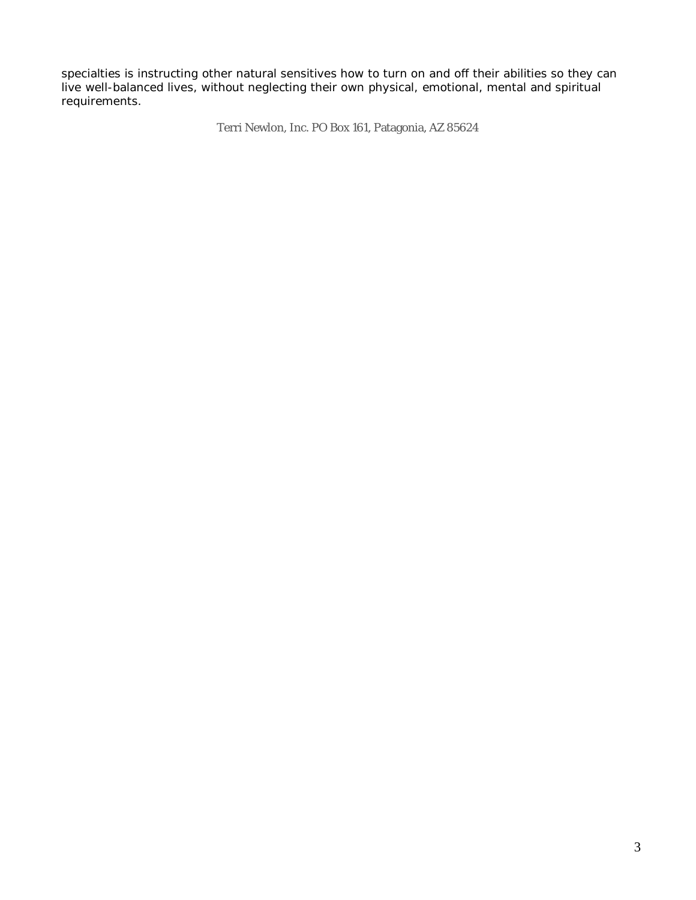specialties is instructing other natural sensitives how to turn on and off their abilities so they can live well-balanced lives, without neglecting their own physical, emotional, mental and spiritual requirements.

Terri Newlon, Inc. PO Box 161, Patagonia, AZ 85624